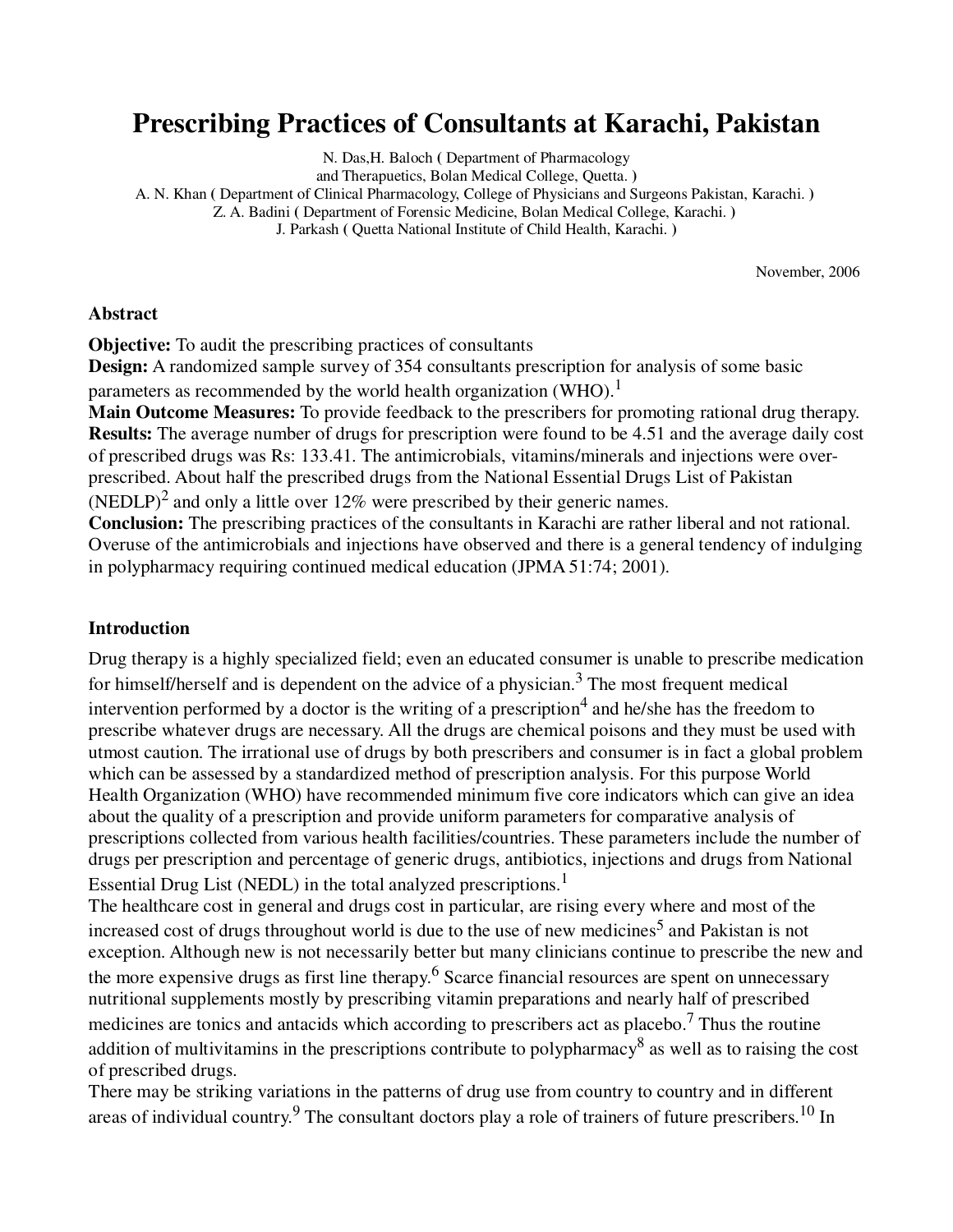# Prescribing Practices of Consultants at Karachi, Pakistan

N. Das,H. Baloch ( Department of Pharmacology and Therapuetics, Bolan Medical College, Quetta. )
A. N. Khan ( Department of Clinical Pharmacology, College of Physicians and Surgeons Pakistan, Karachi. )
Z. A. Badini ( Department of Forensic Medicine, Bolan Medical College, Karachi. )
J. Parkash ( Quetta National Institute of Child Health, Karachi. )

November, 2006

## Abstract

**Objective:** To audit the prescribing practices of consultants
**Design:** A randomized sample survey of 354 consultants prescription for analysis of some basic parameters as recommended by the world health organization (WHO).[1]
**Main Outcome Measures:** To provide feedback to the prescribers for promoting rational drug therapy.
**Results:** The average number of drugs for prescription were found to be 4.51 and the average daily cost of prescribed drugs was Rs: 133.41. The antimicrobials, vitamins/minerals and injections were over-prescribed. About half the prescribed drugs from the National Essential Drugs List of Pakistan (NEDLP)[2] and only a little over 12% were prescribed by their generic names.
**Conclusion:** The prescribing practices of the consultants in Karachi are rather liberal and not rational. Overuse of the antimicrobials and injections have observed and there is a general tendency of indulging in polypharmacy requiring continued medical education (JPMA 51:74; 2001).

## Introduction

Drug therapy is a highly specialized field; even an educated consumer is unable to prescribe medication for himself/herself and is dependent on the advice of a physician.[3] The most frequent medical intervention performed by a doctor is the writing of a prescription[4] and he/she has the freedom to prescribe whatever drugs are necessary. All the drugs are chemical poisons and they must be used with utmost caution. The irrational use of drugs by both prescribers and consumer is in fact a global problem which can be assessed by a standardized method of prescription analysis. For this purpose World Health Organization (WHO) have recommended minimum five core indicators which can give an idea about the quality of a prescription and provide uniform parameters for comparative analysis of prescriptions collected from various health facilities/countries. These parameters include the number of drugs per prescription and percentage of generic drugs, antibiotics, injections and drugs from National Essential Drug List (NEDL) in the total analyzed prescriptions.[1]
The healthcare cost in general and drugs cost in particular, are rising every where and most of the increased cost of drugs throughout world is due to the use of new medicines[5] and Pakistan is not exception. Although new is not necessarily better but many clinicians continue to prescribe the new and the more expensive drugs as first line therapy.[6] Scarce financial resources are spent on unnecessary nutritional supplements mostly by prescribing vitamin preparations and nearly half of prescribed medicines are tonics and antacids which according to prescribers act as placebo.[7] Thus the routine addition of multivitamins in the prescriptions contribute to polypharmacy[8] as well as to raising the cost of prescribed drugs.
There may be striking variations in the patterns of drug use from country to country and in different areas of individual country.[9] The consultant doctors play a role of trainers of future prescribers.[10] In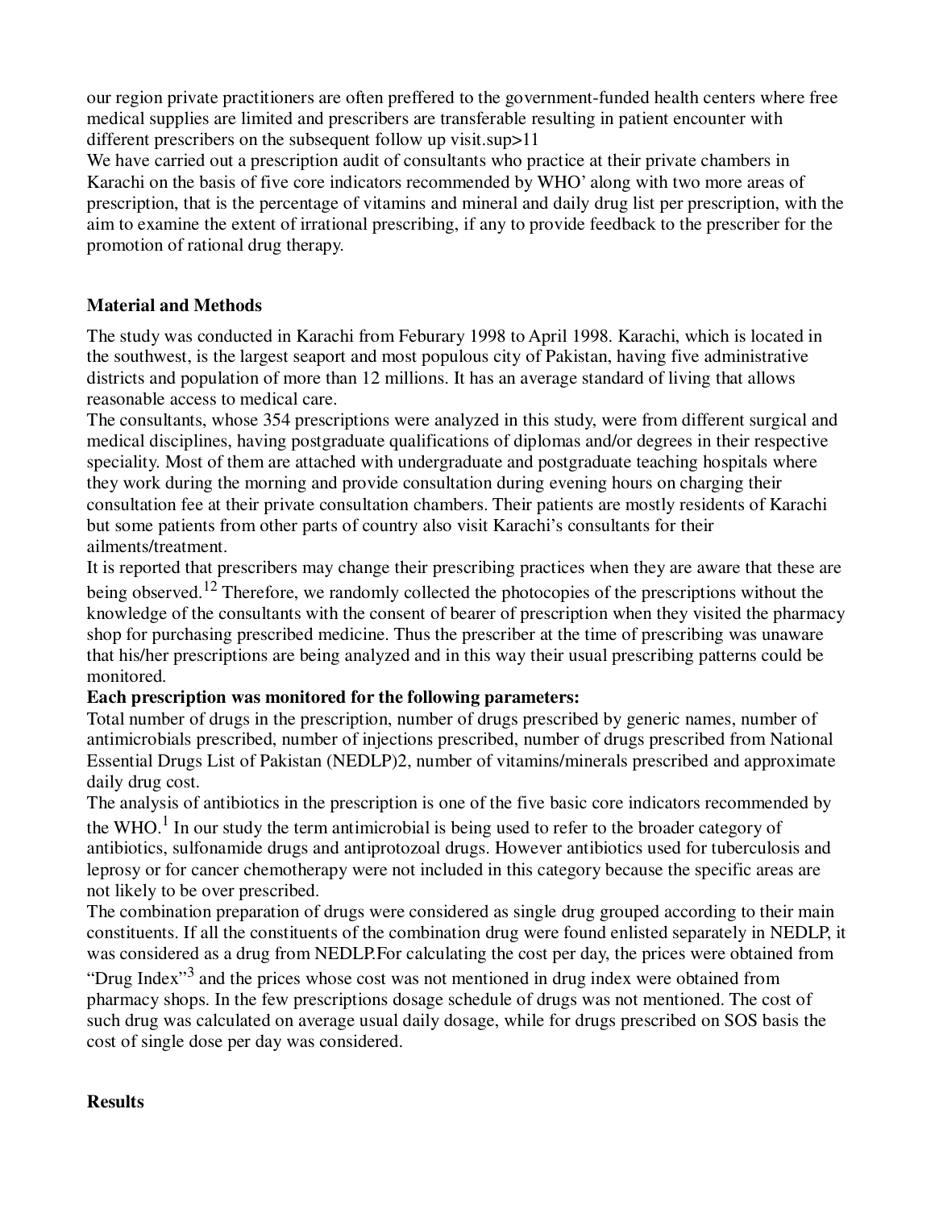our region private practitioners are often preffered to the government-funded health centers where free medical supplies are limited and prescribers are transferable resulting in patient encounter with different prescribers on the subsequent follow up visit.sup>11

We have carried out a prescription audit of consultants who practice at their private chambers in Karachi on the basis of five core indicators recommended by WHO' along with two more areas of prescription, that is the percentage of vitamins and mineral and daily drug list per prescription, with the aim to examine the extent of irrational prescribing, if any to provide feedback to the prescriber for the promotion of rational drug therapy.

## Material and Methods

The study was conducted in Karachi from Feburary 1998 to April 1998. Karachi, which is located in the southwest, is the largest seaport and most populous city of Pakistan, having five administrative districts and population of more than 12 millions. It has an average standard of living that allows reasonable access to medical care.

The consultants, whose 354 prescriptions were analyzed in this study, were from different surgical and medical disciplines, having postgraduate qualifications of diplomas and/or degrees in their respective speciality. Most of them are attached with undergraduate and postgraduate teaching hospitals where they work during the morning and provide consultation during evening hours on charging their consultation fee at their private consultation chambers. Their patients are mostly residents of Karachi but some patients from other parts of country also visit Karachi's consultants for their ailments/treatment.

It is reported that prescribers may change their prescribing practices when they are aware that these are being observed.[12] Therefore, we randomly collected the photocopies of the prescriptions without the knowledge of the consultants with the consent of bearer of prescription when they visited the pharmacy shop for purchasing prescribed medicine. Thus the prescriber at the time of prescribing was unaware that his/her prescriptions are being analyzed and in this way their usual prescribing patterns could be monitored.

**Each prescription was monitored for the following parameters:**

Total number of drugs in the prescription, number of drugs prescribed by generic names, number of antimicrobials prescribed, number of injections prescribed, number of drugs prescribed from National Essential Drugs List of Pakistan (NEDLP)2, number of vitamins/minerals prescribed and approximate daily drug cost.

The analysis of antibiotics in the prescription is one of the five basic core indicators recommended by the WHO.[1] In our study the term antimicrobial is being used to refer to the broader category of antibiotics, sulfonamide drugs and antiprotozoal drugs. However antibiotics used for tuberculosis and leprosy or for cancer chemotherapy were not included in this category because the specific areas are not likely to be over prescribed.

The combination preparation of drugs were considered as single drug grouped according to their main constituents. If all the constituents of the combination drug were found enlisted separately in NEDLP, it was considered as a drug from NEDLP.For calculating the cost per day, the prices were obtained from "Drug Index"[3] and the prices whose cost was not mentioned in drug index were obtained from pharmacy shops. In the few prescriptions dosage schedule of drugs was not mentioned. The cost of such drug was calculated on average usual daily dosage, while for drugs prescribed on SOS basis the cost of single dose per day was considered.

## Results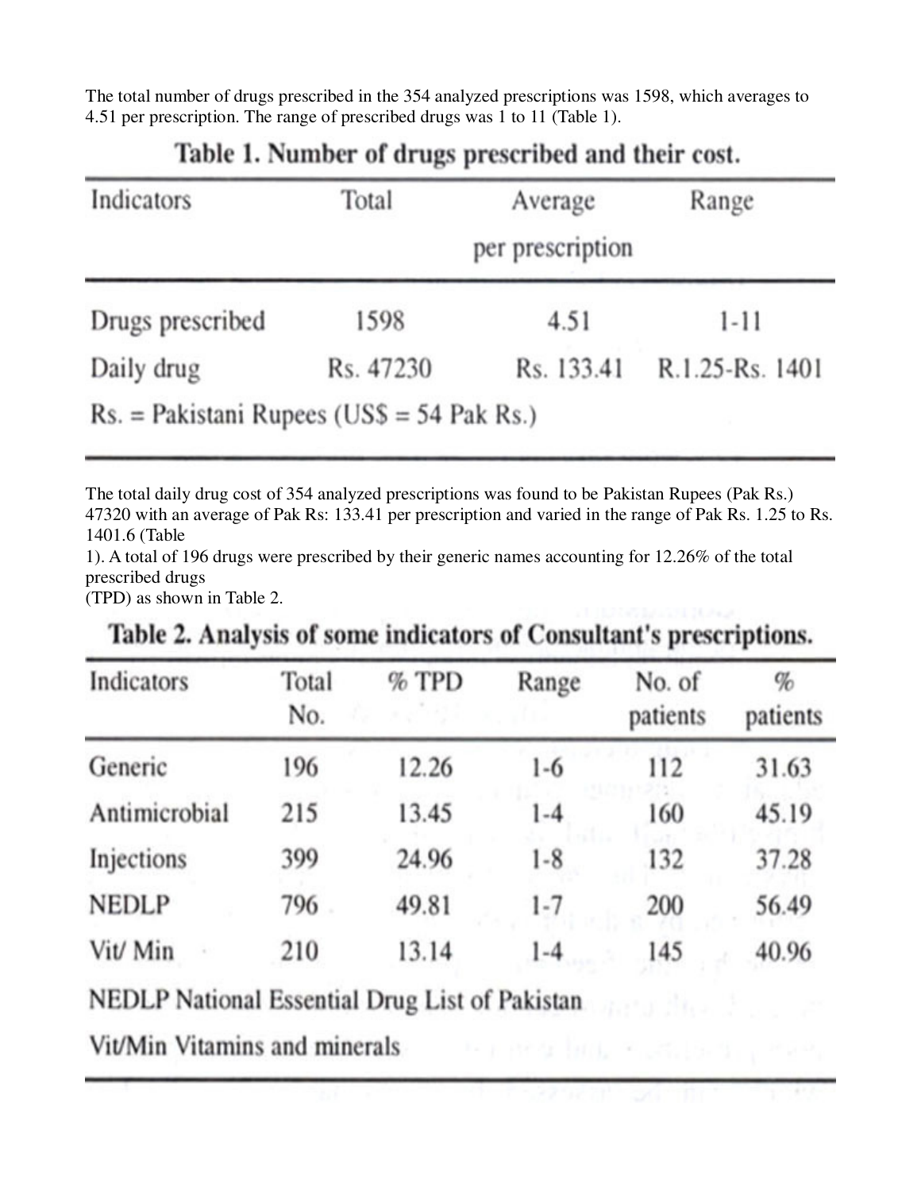The total number of drugs prescribed in the 354 analyzed prescriptions was 1598, which averages to 4.51 per prescription. The range of prescribed drugs was 1 to 11 (Table 1).

**Table 1. Number of drugs prescribed and their cost.**

| Indicators | Total | Average per prescription | Range |
|---|---|---|---|
| Drugs prescribed | 1598 | 4.51 | 1-11 |
| Daily drug | Rs. 47230 | Rs. 133.41 | R.1.25-Rs. 1401 |

Rs. = Pakistani Rupees (US$ = 54 Pak Rs.)

The total daily drug cost of 354 analyzed prescriptions was found to be Pakistan Rupees (Pak Rs.) 47320 with an average of Pak Rs: 133.41 per prescription and varied in the range of Pak Rs. 1.25 to Rs. 1401.6 (Table 1). A total of 196 drugs were prescribed by their generic names accounting for 12.26% of the total prescribed drugs (TPD) as shown in Table 2.

**Table 2. Analysis of some indicators of Consultant's prescriptions.**

| Indicators | Total No. | % TPD | Range | No. of patients | % patients |
|---|---|---|---|---|---|
| Generic | 196 | 12.26 | 1-6 | 112 | 31.63 |
| Antimicrobial | 215 | 13.45 | 1-4 | 160 | 45.19 |
| Injections | 399 | 24.96 | 1-8 | 132 | 37.28 |
| NEDLP | 796 | 49.81 | 1-7 | 200 | 56.49 |
| Vit/ Min | 210 | 13.14 | 1-4 | 145 | 40.96 |

NEDLP National Essential Drug List of Pakistan

Vit/Min Vitamins and minerals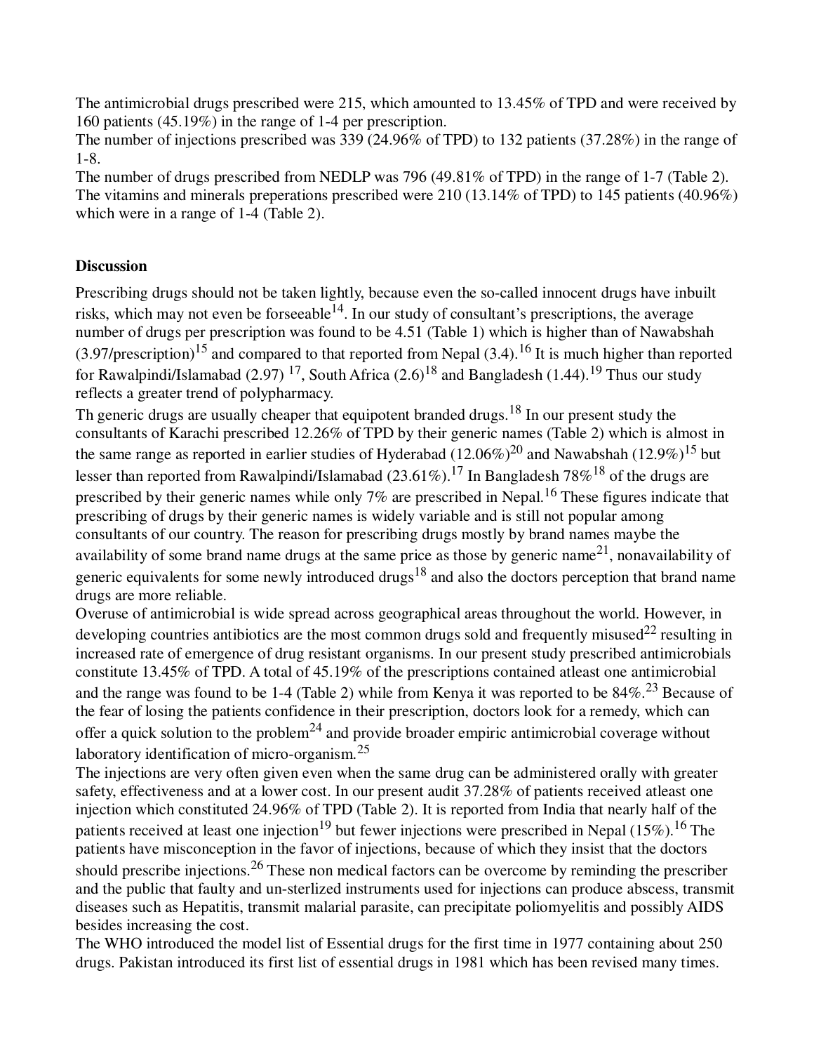The antimicrobial drugs prescribed were 215, which amounted to 13.45% of TPD and were received by 160 patients (45.19%) in the range of 1-4 per prescription.
The number of injections prescribed was 339 (24.96% of TPD) to 132 patients (37.28%) in the range of 1-8.
The number of drugs prescribed from NEDLP was 796 (49.81% of TPD) in the range of 1-7 (Table 2).
The vitamins and minerals preperations prescribed were 210 (13.14% of TPD) to 145 patients (40.96%) which were in a range of 1-4 (Table 2).

## Discussion

Prescribing drugs should not be taken lightly, because even the so-called innocent drugs have inbuilt risks, which may not even be forseeable[14]. In our study of consultant's prescriptions, the average number of drugs per prescription was found to be 4.51 (Table 1) which is higher than of Nawabshah (3.97/prescription)[15] and compared to that reported from Nepal (3.4).[16] It is much higher than reported for Rawalpindi/Islamabad (2.97) [17], South Africa (2.6)[18] and Bangladesh (1.44).[19] Thus our study reflects a greater trend of polypharmacy.
Th generic drugs are usually cheaper that equipotent branded drugs.[18] In our present study the consultants of Karachi prescribed 12.26% of TPD by their generic names (Table 2) which is almost in the same range as reported in earlier studies of Hyderabad (12.06%)[20] and Nawabshah (12.9%)[15] but lesser than reported from Rawalpindi/Islamabad (23.61%).[17] In Bangladesh 78%[18] of the drugs are prescribed by their generic names while only 7% are prescribed in Nepal.[16] These figures indicate that prescribing of drugs by their generic names is widely variable and is still not popular among consultants of our country. The reason for prescribing drugs mostly by brand names maybe the availability of some brand name drugs at the same price as those by generic name[21], nonavailability of generic equivalents for some newly introduced drugs[18] and also the doctors perception that brand name drugs are more reliable.
Overuse of antimicrobial is wide spread across geographical areas throughout the world. However, in developing countries antibiotics are the most common drugs sold and frequently misused[22] resulting in increased rate of emergence of drug resistant organisms. In our present study prescribed antimicrobials constitute 13.45% of TPD. A total of 45.19% of the prescriptions contained atleast one antimicrobial and the range was found to be 1-4 (Table 2) while from Kenya it was reported to be 84%.[23] Because of the fear of losing the patients confidence in their prescription, doctors look for a remedy, which can offer a quick solution to the problem[24] and provide broader empiric antimicrobial coverage without laboratory identification of micro-organism.[25]
The injections are very often given even when the same drug can be administered orally with greater safety, effectiveness and at a lower cost. In our present audit 37.28% of patients received atleast one injection which constituted 24.96% of TPD (Table 2). It is reported from India that nearly half of the patients received at least one injection[19] but fewer injections were prescribed in Nepal (15%).[16] The patients have misconception in the favor of injections, because of which they insist that the doctors should prescribe injections.[26] These non medical factors can be overcome by reminding the prescriber and the public that faulty and un-sterlized instruments used for injections can produce abscess, transmit diseases such as Hepatitis, transmit malarial parasite, can precipitate poliomyelitis and possibly AIDS besides increasing the cost.
The WHO introduced the model list of Essential drugs for the first time in 1977 containing about 250 drugs. Pakistan introduced its first list of essential drugs in 1981 which has been revised many times.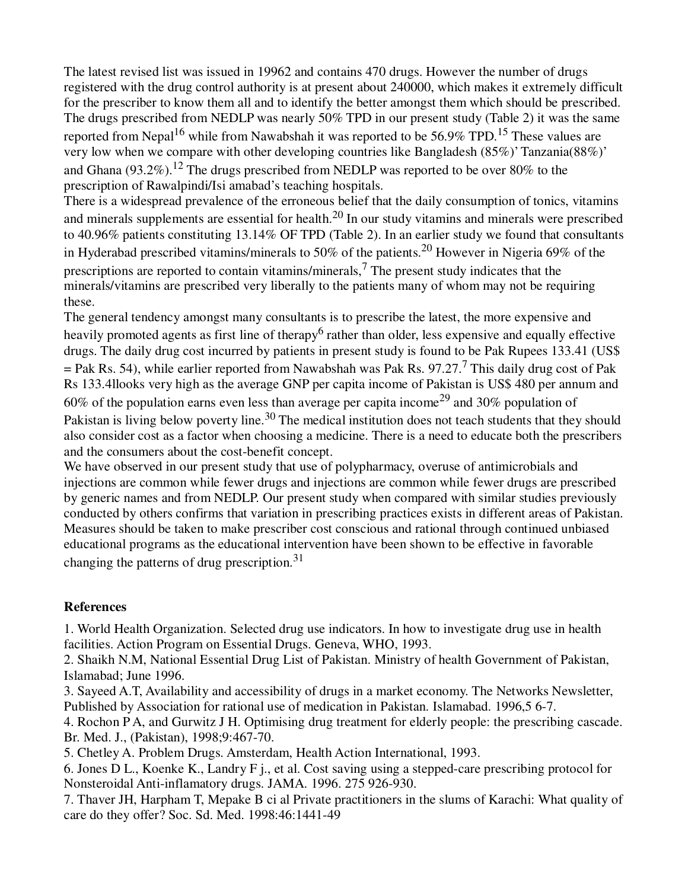The latest revised list was issued in 19962 and contains 470 drugs. However the number of drugs registered with the drug control authority is at present about 240000, which makes it extremely difficult for the prescriber to know them all and to identify the better amongst them which should be prescribed. The drugs prescribed from NEDLP was nearly 50% TPD in our present study (Table 2) it was the same reported from Nepal[16] while from Nawabshah it was reported to be 56.9% TPD.[15] These values are very low when we compare with other developing countries like Bangladesh (85%)' Tanzania(88%)' and Ghana (93.2%).[12] The drugs prescribed from NEDLP was reported to be over 80% to the prescription of Rawalpindi/Isi amabad's teaching hospitals.

There is a widespread prevalence of the erroneous belief that the daily consumption of tonics, vitamins and minerals supplements are essential for health.[20] In our study vitamins and minerals were prescribed to 40.96% patients constituting 13.14% OF TPD (Table 2). In an earlier study we found that consultants in Hyderabad prescribed vitamins/minerals to 50% of the patients.[20] However in Nigeria 69% of the prescriptions are reported to contain vitamins/minerals,[7] The present study indicates that the minerals/vitamins are prescribed very liberally to the patients many of whom may not be requiring these.

The general tendency amongst many consultants is to prescribe the latest, the more expensive and heavily promoted agents as first line of therapy[6] rather than older, less expensive and equally effective drugs. The daily drug cost incurred by patients in present study is found to be Pak Rupees 133.41 (US$ = Pak Rs. 54), while earlier reported from Nawabshah was Pak Rs. 97.27.[7] This daily drug cost of Pak Rs 133.4llooks very high as the average GNP per capita income of Pakistan is US$ 480 per annum and 60% of the population earns even less than average per capita income[29] and 30% population of Pakistan is living below poverty line.[30] The medical institution does not teach students that they should also consider cost as a factor when choosing a medicine. There is a need to educate both the prescribers and the consumers about the cost-benefit concept.

We have observed in our present study that use of polypharmacy, overuse of antimicrobials and injections are common while fewer drugs and injections are common while fewer drugs are prescribed by generic names and from NEDLP. Our present study when compared with similar studies previously conducted by others confirms that variation in prescribing practices exists in different areas of Pakistan. Measures should be taken to make prescriber cost conscious and rational through continued unbiased educational programs as the educational intervention have been shown to be effective in favorable changing the patterns of drug prescription.[31]

## References

1. World Health Organization. Selected drug use indicators. In how to investigate drug use in health facilities. Action Program on Essential Drugs. Geneva, WHO, 1993.
2. Shaikh N.M, National Essential Drug List of Pakistan. Ministry of health Government of Pakistan, Islamabad; June 1996.
3. Sayeed A.T, Availability and accessibility of drugs in a market economy. The Networks Newsletter, Published by Association for rational use of medication in Pakistan. Islamabad. 1996,5 6-7.
4. Rochon P A, and Gurwitz J H. Optimising drug treatment for elderly people: the prescribing cascade. Br. Med. J., (Pakistan), 1998;9:467-70.
5. Chetley A. Problem Drugs. Amsterdam, Health Action International, 1993.
6. Jones D L., Koenke K., Landry F j., et al. Cost saving using a stepped-care prescribing protocol for Nonsteroidal Anti-inflamatory drugs. JAMA. 1996. 275 926-930.
7. Thaver JH, Harpham T, Mepake B ci al Private practitioners in the slums of Karachi: What quality of care do they offer? Soc. Sd. Med. 1998:46:1441-49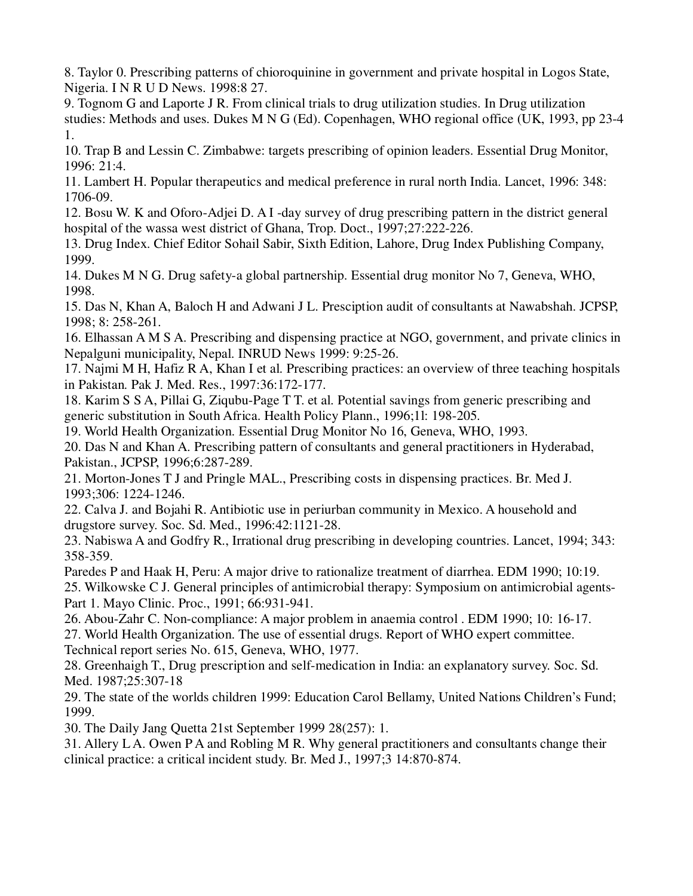8. Taylor 0. Prescribing patterns of chioroquinine in government and private hospital in Logos State, Nigeria. I N R U D News. 1998:8 27.

9. Tognom G and Laporte J R. From clinical trials to drug utilization studies. In Drug utilization studies: Methods and uses. Dukes M N G (Ed). Copenhagen, WHO regional office (UK, 1993, pp 23-4 1.

10. Trap B and Lessin C. Zimbabwe: targets prescribing of opinion leaders. Essential Drug Monitor, 1996: 21:4.

11. Lambert H. Popular therapeutics and medical preference in rural north India. Lancet, 1996: 348: 1706-09.

12. Bosu W. K and Oforo-Adjei D. A I -day survey of drug prescribing pattern in the district general hospital of the wassa west district of Ghana, Trop. Doct., 1997;27:222-226.

13. Drug Index. Chief Editor Sohail Sabir, Sixth Edition, Lahore, Drug Index Publishing Company, 1999.

14. Dukes M N G. Drug safety-a global partnership. Essential drug monitor No 7, Geneva, WHO, 1998.

15. Das N, Khan A, Baloch H and Adwani J L. Presciption audit of consultants at Nawabshah. JCPSP, 1998; 8: 258-261.

16. Elhassan A M S A. Prescribing and dispensing practice at NGO, government, and private clinics in Nepalguni municipality, Nepal. INRUD News 1999: 9:25-26.

17. Najmi M H, Hafiz R A, Khan I et al. Prescribing practices: an overview of three teaching hospitals in Pakistan. Pak J. Med. Res., 1997:36:172-177.

18. Karim S S A, Pillai G, Ziqubu-Page T T. et al. Potential savings from generic prescribing and generic substitution in South Africa. Health Policy Plann., 1996;1l: 198-205.

19. World Health Organization. Essential Drug Monitor No 16, Geneva, WHO, 1993.

20. Das N and Khan A. Prescribing pattern of consultants and general practitioners in Hyderabad, Pakistan., JCPSP, 1996;6:287-289.

21. Morton-Jones T J and Pringle MAL., Prescribing costs in dispensing practices. Br. Med J. 1993;306: 1224-1246.

22. Calva J. and Bojahi R. Antibiotic use in periurban community in Mexico. A household and drugstore survey. Soc. Sd. Med., 1996:42:1121-28.

23. Nabiswa A and Godfry R., Irrational drug prescribing in developing countries. Lancet, 1994; 343: 358-359.

Paredes P and Haak H, Peru: A major drive to rationalize treatment of diarrhea. EDM 1990; 10:19.

25. Wilkowske C J. General principles of antimicrobial therapy: Symposium on antimicrobial agents-Part 1. Mayo Clinic. Proc., 1991; 66:931-941.

26. Abou-Zahr C. Non-compliance: A major problem in anaemia control . EDM 1990; 10: 16-17.

27. World Health Organization. The use of essential drugs. Report of WHO expert committee. Technical report series No. 615, Geneva, WHO, 1977.

28. Greenhaigh T., Drug prescription and self-medication in India: an explanatory survey. Soc. Sd. Med. 1987;25:307-18

29. The state of the worlds children 1999: Education Carol Bellamy, United Nations Children's Fund; 1999.

30. The Daily Jang Quetta 21st September 1999 28(257): 1.

31. Allery L A. Owen P A and Robling M R. Why general practitioners and consultants change their clinical practice: a critical incident study. Br. Med J., 1997;3 14:870-874.